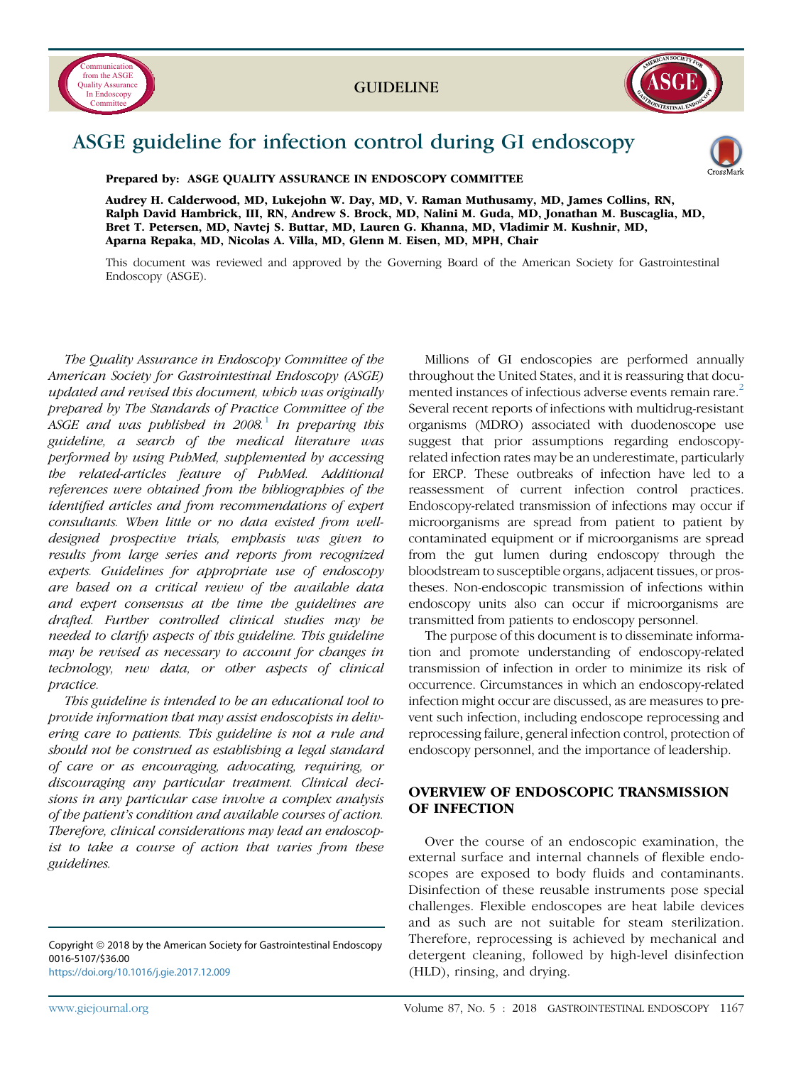GUIDELINE

# ASGE guideline for infection control during GI endoscopy

**Prepared by: ASGE QUALITY ASSURANCE IN ENDOSCOPY COMMITTEE**

**Audrey H. Calderwood, MD, Lukejohn W. Day, MD, V. Raman Muthusamy, MD, James Collins, RN, Ralph David Hambrick, III, RN, Andrew S. Brock, MD, Nalini M. Guda, MD, Jonathan M. Buscaglia, MD, Bret T. Petersen, MD, Navtej S. Buttar, MD, Lauren G. Khanna, MD, Vladimir M. Kushnir, MD, Aparna Repaka, MD, Nicolas A. Villa, MD, Glenn M. Eisen, MD, MPH, Chair**

This document was reviewed and approved by the Governing Board of the American Society for Gastrointestinal Endoscopy (ASGE).

*The Quality Assurance in Endoscopy Committee of the American Society for Gastrointestinal Endoscopy (ASGE) updated and revised this document, which was originally prepared by The Standards of Practice Committee of the ASGE and was published in 2008.[1] In preparing this guideline, a search of the medical literature was performed by using PubMed, supplemented by accessing the related-articles feature of PubMed. Additional references were obtained from the bibliographies of the identified articles and from recommendations of expert consultants. When little or no data existed from well-designed prospective trials, emphasis was given to results from large series and reports from recognized experts. Guidelines for appropriate use of endoscopy are based on a critical review of the available data and expert consensus at the time the guidelines are drafted. Further controlled clinical studies may be needed to clarify aspects of this guideline. This guideline may be revised as necessary to account for changes in technology, new data, or other aspects of clinical practice.*

*This guideline is intended to be an educational tool to provide information that may assist endoscopists in delivering care to patients. This guideline is not a rule and should not be construed as establishing a legal standard of care or as encouraging, advocating, requiring, or discouraging any particular treatment. Clinical decisions in any particular case involve a complex analysis of the patient's condition and available courses of action. Therefore, clinical considerations may lead an endoscopist to take a course of action that varies from these guidelines.*

Copyright © 2018 by the American Society for Gastrointestinal Endoscopy
0016-5107/$36.00
https://doi.org/10.1016/j.gie.2017.12.009

Millions of GI endoscopies are performed annually throughout the United States, and it is reassuring that documented instances of infectious adverse events remain rare.[2] Several recent reports of infections with multidrug-resistant organisms (MDRO) associated with duodenoscope use suggest that prior assumptions regarding endoscopy-related infection rates may be an underestimate, particularly for ERCP. These outbreaks of infection have led to a reassessment of current infection control practices. Endoscopy-related transmission of infections may occur if microorganisms are spread from patient to patient by contaminated equipment or if microorganisms are spread from the gut lumen during endoscopy through the bloodstream to susceptible organs, adjacent tissues, or prostheses. Non-endoscopic transmission of infections within endoscopy units also can occur if microorganisms are transmitted from patients to endoscopy personnel.

The purpose of this document is to disseminate information and promote understanding of endoscopy-related transmission of infection in order to minimize its risk of occurrence. Circumstances in which an endoscopy-related infection might occur are discussed, as are measures to prevent such infection, including endoscope reprocessing and reprocessing failure, general infection control, protection of endoscopy personnel, and the importance of leadership.

## OVERVIEW OF ENDOSCOPIC TRANSMISSION OF INFECTION

Over the course of an endoscopic examination, the external surface and internal channels of flexible endoscopes are exposed to body fluids and contaminants. Disinfection of these reusable instruments pose special challenges. Flexible endoscopes are heat labile devices and as such are not suitable for steam sterilization. Therefore, reprocessing is achieved by mechanical and detergent cleaning, followed by high-level disinfection (HLD), rinsing, and drying.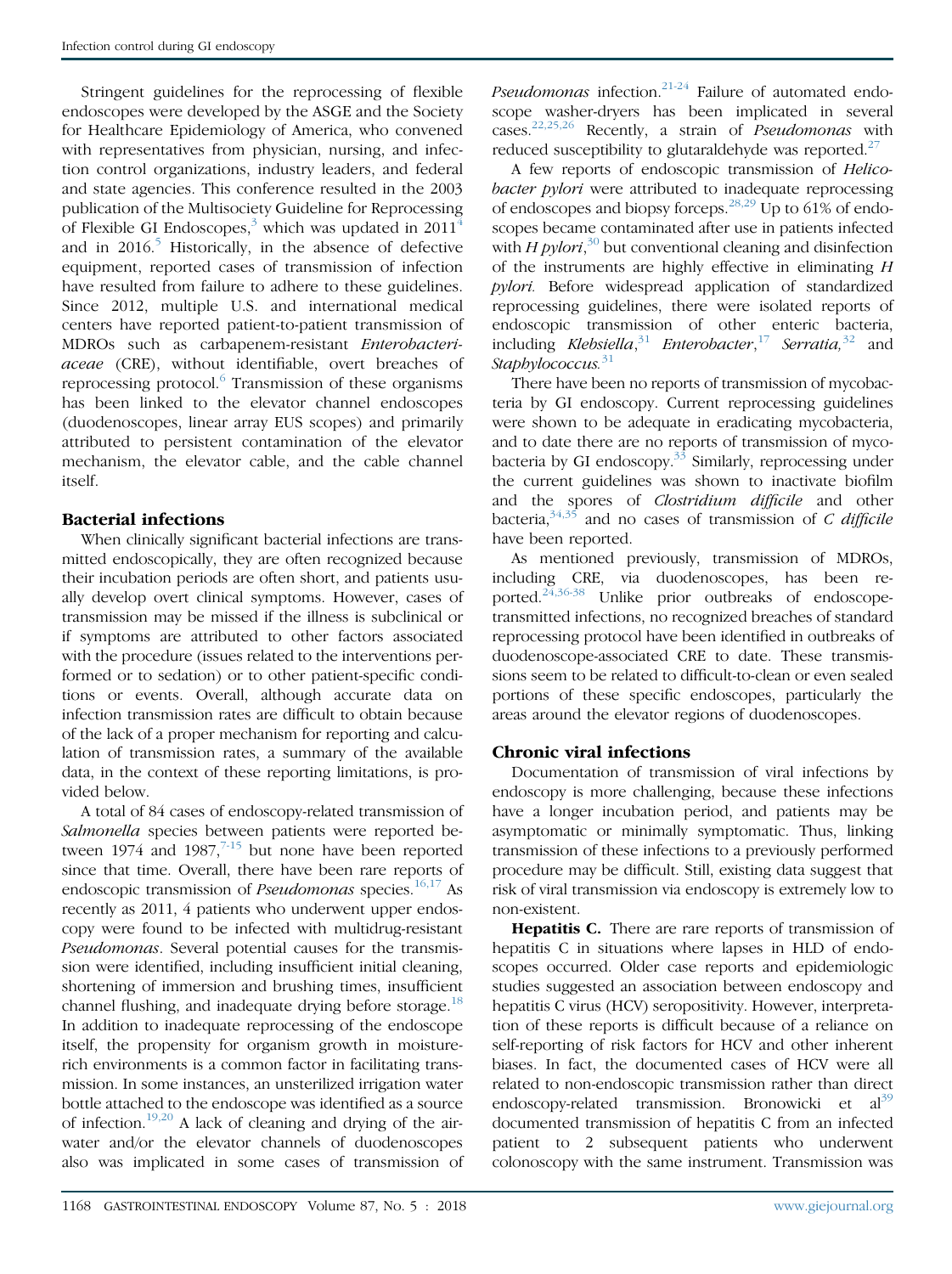Stringent guidelines for the reprocessing of flexible endoscopes were developed by the ASGE and the Society for Healthcare Epidemiology of America, who convened with representatives from physician, nursing, and infection control organizations, industry leaders, and federal and state agencies. This conference resulted in the 2003 publication of the Multisociety Guideline for Reprocessing of Flexible GI Endoscopes,[3] which was updated in 2011[4] and in 2016.[5] Historically, in the absence of defective equipment, reported cases of transmission of infection have resulted from failure to adhere to these guidelines. Since 2012, multiple U.S. and international medical centers have reported patient-to-patient transmission of MDROs such as carbapenem-resistant *Enterobacteriaceae* (CRE), without identifiable, overt breaches of reprocessing protocol.[6] Transmission of these organisms has been linked to the elevator channel endoscopes (duodenoscopes, linear array EUS scopes) and primarily attributed to persistent contamination of the elevator mechanism, the elevator cable, and the cable channel itself.

## Bacterial infections

When clinically significant bacterial infections are transmitted endoscopically, they are often recognized because their incubation periods are often short, and patients usually develop overt clinical symptoms. However, cases of transmission may be missed if the illness is subclinical or if symptoms are attributed to other factors associated with the procedure (issues related to the interventions performed or to sedation) or to other patient-specific conditions or events. Overall, although accurate data on infection transmission rates are difficult to obtain because of the lack of a proper mechanism for reporting and calculation of transmission rates, a summary of the available data, in the context of these reporting limitations, is provided below.

A total of 84 cases of endoscopy-related transmission of *Salmonella* species between patients were reported between 1974 and 1987,[7-15] but none have been reported since that time. Overall, there have been rare reports of endoscopic transmission of *Pseudomonas* species.[16,17] As recently as 2011, 4 patients who underwent upper endoscopy were found to be infected with multidrug-resistant *Pseudomonas*. Several potential causes for the transmission were identified, including insufficient initial cleaning, shortening of immersion and brushing times, insufficient channel flushing, and inadequate drying before storage.[18] In addition to inadequate reprocessing of the endoscope itself, the propensity for organism growth in moisture-rich environments is a common factor in facilitating transmission. In some instances, an unsterilized irrigation water bottle attached to the endoscope was identified as a source of infection.[19,20] A lack of cleaning and drying of the air-water and/or the elevator channels of duodenoscopes also was implicated in some cases of transmission of *Pseudomonas* infection.[21-24] Failure of automated endoscope washer-dryers has been implicated in several cases.[22,25,26] Recently, a strain of *Pseudomonas* with reduced susceptibility to glutaraldehyde was reported.[27]

A few reports of endoscopic transmission of *Helicobacter pylori* were attributed to inadequate reprocessing of endoscopes and biopsy forceps.[28,29] Up to 61% of endoscopes became contaminated after use in patients infected with *H pylori*,[30] but conventional cleaning and disinfection of the instruments are highly effective in eliminating *H pylori.* Before widespread application of standardized reprocessing guidelines, there were isolated reports of endoscopic transmission of other enteric bacteria, including *Klebsiella*,[31] *Enterobacter*,[17] *Serratia*,[32] and *Staphylococcus*.[31]

There have been no reports of transmission of mycobacteria by GI endoscopy. Current reprocessing guidelines were shown to be adequate in eradicating mycobacteria, and to date there are no reports of transmission of mycobacteria by GI endoscopy.[33] Similarly, reprocessing under the current guidelines was shown to inactivate biofilm and the spores of *Clostridium difficile* and other bacteria,[34,35] and no cases of transmission of *C difficile* have been reported.

As mentioned previously, transmission of MDROs, including CRE, via duodenoscopes, has been reported.[24,36-38] Unlike prior outbreaks of endoscope-transmitted infections, no recognized breaches of standard reprocessing protocol have been identified in outbreaks of duodenoscope-associated CRE to date. These transmissions seem to be related to difficult-to-clean or even sealed portions of these specific endoscopes, particularly the areas around the elevator regions of duodenoscopes.

## Chronic viral infections

Documentation of transmission of viral infections by endoscopy is more challenging, because these infections have a longer incubation period, and patients may be asymptomatic or minimally symptomatic. Thus, linking transmission of these infections to a previously performed procedure may be difficult. Still, existing data suggest that risk of viral transmission via endoscopy is extremely low to non-existent.

**Hepatitis C.** There are rare reports of transmission of hepatitis C in situations where lapses in HLD of endoscopes occurred. Older case reports and epidemiologic studies suggested an association between endoscopy and hepatitis C virus (HCV) seropositivity. However, interpretation of these reports is difficult because of a reliance on self-reporting of risk factors for HCV and other inherent biases. In fact, the documented cases of HCV were all related to non-endoscopic transmission rather than direct endoscopy-related transmission. Bronowicki et al[39] documented transmission of hepatitis C from an infected patient to 2 subsequent patients who underwent colonoscopy with the same instrument. Transmission was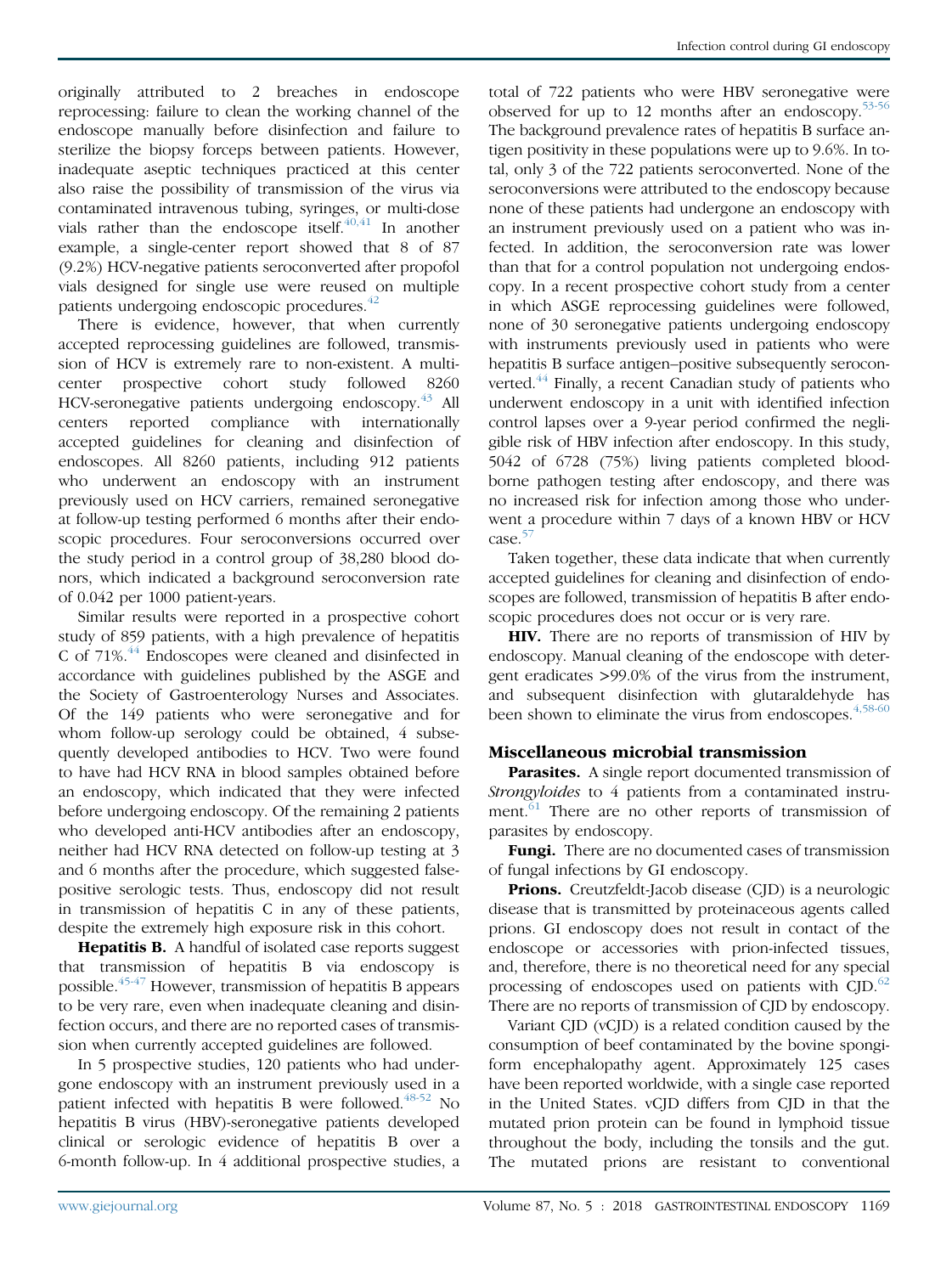originally attributed to 2 breaches in endoscope reprocessing: failure to clean the working channel of the endoscope manually before disinfection and failure to sterilize the biopsy forceps between patients. However, inadequate aseptic techniques practiced at this center also raise the possibility of transmission of the virus via contaminated intravenous tubing, syringes, or multi-dose vials rather than the endoscope itself.[40,41] In another example, a single-center report showed that 8 of 87 (9.2%) HCV-negative patients seroconverted after propofol vials designed for single use were reused on multiple patients undergoing endoscopic procedures.[42]

There is evidence, however, that when currently accepted reprocessing guidelines are followed, transmission of HCV is extremely rare to non-existent. A multicenter prospective cohort study followed 8260 HCV-seronegative patients undergoing endoscopy.[43] All centers reported compliance with internationally accepted guidelines for cleaning and disinfection of endoscopes. All 8260 patients, including 912 patients who underwent an endoscopy with an instrument previously used on HCV carriers, remained seronegative at follow-up testing performed 6 months after their endoscopic procedures. Four seroconversions occurred over the study period in a control group of 38,280 blood donors, which indicated a background seroconversion rate of 0.042 per 1000 patient-years.

Similar results were reported in a prospective cohort study of 859 patients, with a high prevalence of hepatitis C of 71%.[44] Endoscopes were cleaned and disinfected in accordance with guidelines published by the ASGE and the Society of Gastroenterology Nurses and Associates. Of the 149 patients who were seronegative and for whom follow-up serology could be obtained, 4 subsequently developed antibodies to HCV. Two were found to have had HCV RNA in blood samples obtained before an endoscopy, which indicated that they were infected before undergoing endoscopy. Of the remaining 2 patients who developed anti-HCV antibodies after an endoscopy, neither had HCV RNA detected on follow-up testing at 3 and 6 months after the procedure, which suggested false-positive serologic tests. Thus, endoscopy did not result in transmission of hepatitis C in any of these patients, despite the extremely high exposure risk in this cohort.

**Hepatitis B.** A handful of isolated case reports suggest that transmission of hepatitis B via endoscopy is possible.[45-47] However, transmission of hepatitis B appears to be very rare, even when inadequate cleaning and disinfection occurs, and there are no reported cases of transmission when currently accepted guidelines are followed.

In 5 prospective studies, 120 patients who had undergone endoscopy with an instrument previously used in a patient infected with hepatitis B were followed.[48-52] No hepatitis B virus (HBV)-seronegative patients developed clinical or serologic evidence of hepatitis B over a 6-month follow-up. In 4 additional prospective studies, a total of 722 patients who were HBV seronegative were observed for up to 12 months after an endoscopy.[53-56] The background prevalence rates of hepatitis B surface antigen positivity in these populations were up to 9.6%. In total, only 3 of the 722 patients seroconverted. None of the seroconversions were attributed to the endoscopy because none of these patients had undergone an endoscopy with an instrument previously used on a patient who was infected. In addition, the seroconversion rate was lower than that for a control population not undergoing endoscopy. In a recent prospective cohort study from a center in which ASGE reprocessing guidelines were followed, none of 30 seronegative patients undergoing endoscopy with instruments previously used in patients who were hepatitis B surface antigen–positive subsequently seroconverted.[44] Finally, a recent Canadian study of patients who underwent endoscopy in a unit with identified infection control lapses over a 9-year period confirmed the negligible risk of HBV infection after endoscopy. In this study, 5042 of 6728 (75%) living patients completed bloodborne pathogen testing after endoscopy, and there was no increased risk for infection among those who underwent a procedure within 7 days of a known HBV or HCV case.[57]

Taken together, these data indicate that when currently accepted guidelines for cleaning and disinfection of endoscopes are followed, transmission of hepatitis B after endoscopic procedures does not occur or is very rare.

**HIV.** There are no reports of transmission of HIV by endoscopy. Manual cleaning of the endoscope with detergent eradicates >99.0% of the virus from the instrument, and subsequent disinfection with glutaraldehyde has been shown to eliminate the virus from endoscopes.[4,58-60]

### Miscellaneous microbial transmission

**Parasites.** A single report documented transmission of *Strongyloides* to 4 patients from a contaminated instrument.[61] There are no other reports of transmission of parasites by endoscopy.

**Fungi.** There are no documented cases of transmission of fungal infections by GI endoscopy.

**Prions.** Creutzfeldt-Jacob disease (CJD) is a neurologic disease that is transmitted by proteinaceous agents called prions. GI endoscopy does not result in contact of the endoscope or accessories with prion-infected tissues, and, therefore, there is no theoretical need for any special processing of endoscopes used on patients with CJD.[62] There are no reports of transmission of CJD by endoscopy.

Variant CJD (vCJD) is a related condition caused by the consumption of beef contaminated by the bovine spongiform encephalopathy agent. Approximately 125 cases have been reported worldwide, with a single case reported in the United States. vCJD differs from CJD in that the mutated prion protein can be found in lymphoid tissue throughout the body, including the tonsils and the gut. The mutated prions are resistant to conventional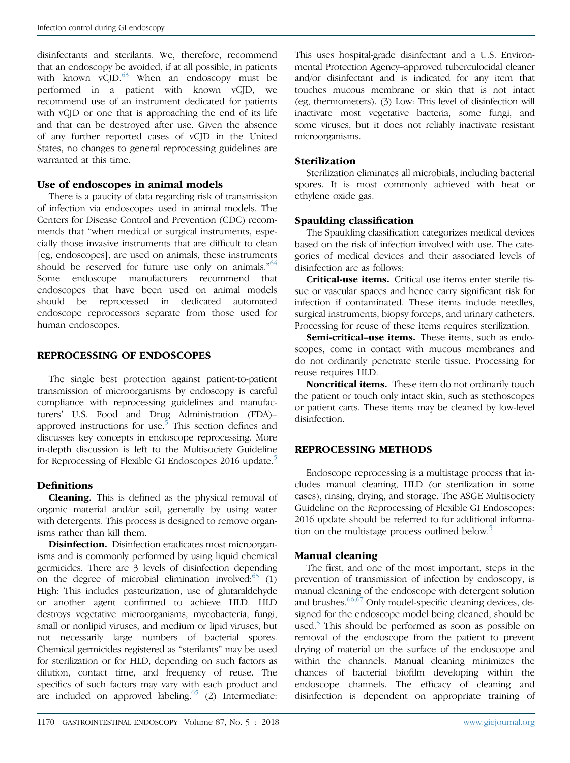disinfectants and sterilants. We, therefore, recommend that an endoscopy be avoided, if at all possible, in patients with known vCJD.[63] When an endoscopy must be performed in a patient with known vCJD, we recommend use of an instrument dedicated for patients with vCJD or one that is approaching the end of its life and that can be destroyed after use. Given the absence of any further reported cases of vCJD in the United States, no changes to general reprocessing guidelines are warranted at this time.

### Use of endoscopes in animal models

There is a paucity of data regarding risk of transmission of infection via endoscopes used in animal models. The Centers for Disease Control and Prevention (CDC) recommends that "when medical or surgical instruments, especially those invasive instruments that are difficult to clean [eg, endoscopes], are used on animals, these instruments should be reserved for future use only on animals."[64] Some endoscope manufacturers recommend that endoscopes that have been used on animal models should be reprocessed in dedicated automated endoscope reprocessors separate from those used for human endoscopes.

## REPROCESSING OF ENDOSCOPES

The single best protection against patient-to-patient transmission of microorganisms by endoscopy is careful compliance with reprocessing guidelines and manufacturers' U.S. Food and Drug Administration (FDA)–approved instructions for use.[5] This section defines and discusses key concepts in endoscope reprocessing. More in-depth discussion is left to the Multisociety Guideline for Reprocessing of Flexible GI Endoscopes 2016 update.[5]

### Definitions

**Cleaning.** This is defined as the physical removal of organic material and/or soil, generally by using water with detergents. This process is designed to remove organisms rather than kill them.

**Disinfection.** Disinfection eradicates most microorganisms and is commonly performed by using liquid chemical germicides. There are 3 levels of disinfection depending on the degree of microbial elimination involved:[65] (1) High: This includes pasteurization, use of glutaraldehyde or another agent confirmed to achieve HLD. HLD destroys vegetative microorganisms, mycobacteria, fungi, small or nonlipid viruses, and medium or lipid viruses, but not necessarily large numbers of bacterial spores. Chemical germicides registered as "sterilants" may be used for sterilization or for HLD, depending on such factors as dilution, contact time, and frequency of reuse. The specifics of such factors may vary with each product and are included on approved labeling.[65] (2) Intermediate: This uses hospital-grade disinfectant and a U.S. Environmental Protection Agency–approved tuberculocidal cleaner and/or disinfectant and is indicated for any item that touches mucous membrane or skin that is not intact (eg, thermometers). (3) Low: This level of disinfection will inactivate most vegetative bacteria, some fungi, and some viruses, but it does not reliably inactivate resistant microorganisms.

### Sterilization

Sterilization eliminates all microbials, including bacterial spores. It is most commonly achieved with heat or ethylene oxide gas.

### Spaulding classification

The Spaulding classification categorizes medical devices based on the risk of infection involved with use. The categories of medical devices and their associated levels of disinfection are as follows:

**Critical-use items.** Critical use items enter sterile tissue or vascular spaces and hence carry significant risk for infection if contaminated. These items include needles, surgical instruments, biopsy forceps, and urinary catheters. Processing for reuse of these items requires sterilization.

**Semi-critical–use items.** These items, such as endoscopes, come in contact with mucous membranes and do not ordinarily penetrate sterile tissue. Processing for reuse requires HLD.

**Noncritical items.** These item do not ordinarily touch the patient or touch only intact skin, such as stethoscopes or patient carts. These items may be cleaned by low-level disinfection.

## REPROCESSING METHODS

Endoscope reprocessing is a multistage process that includes manual cleaning, HLD (or sterilization in some cases), rinsing, drying, and storage. The ASGE Multisociety Guideline on the Reprocessing of Flexible GI Endoscopes: 2016 update should be referred to for additional information on the multistage process outlined below.[5]

### Manual cleaning

The first, and one of the most important, steps in the prevention of transmission of infection by endoscopy, is manual cleaning of the endoscope with detergent solution and brushes.[66,67] Only model-specific cleaning devices, designed for the endoscope model being cleaned, should be used.[5] This should be performed as soon as possible on removal of the endoscope from the patient to prevent drying of material on the surface of the endoscope and within the channels. Manual cleaning minimizes the chances of bacterial biofilm developing within the endoscope channels. The efficacy of cleaning and disinfection is dependent on appropriate training of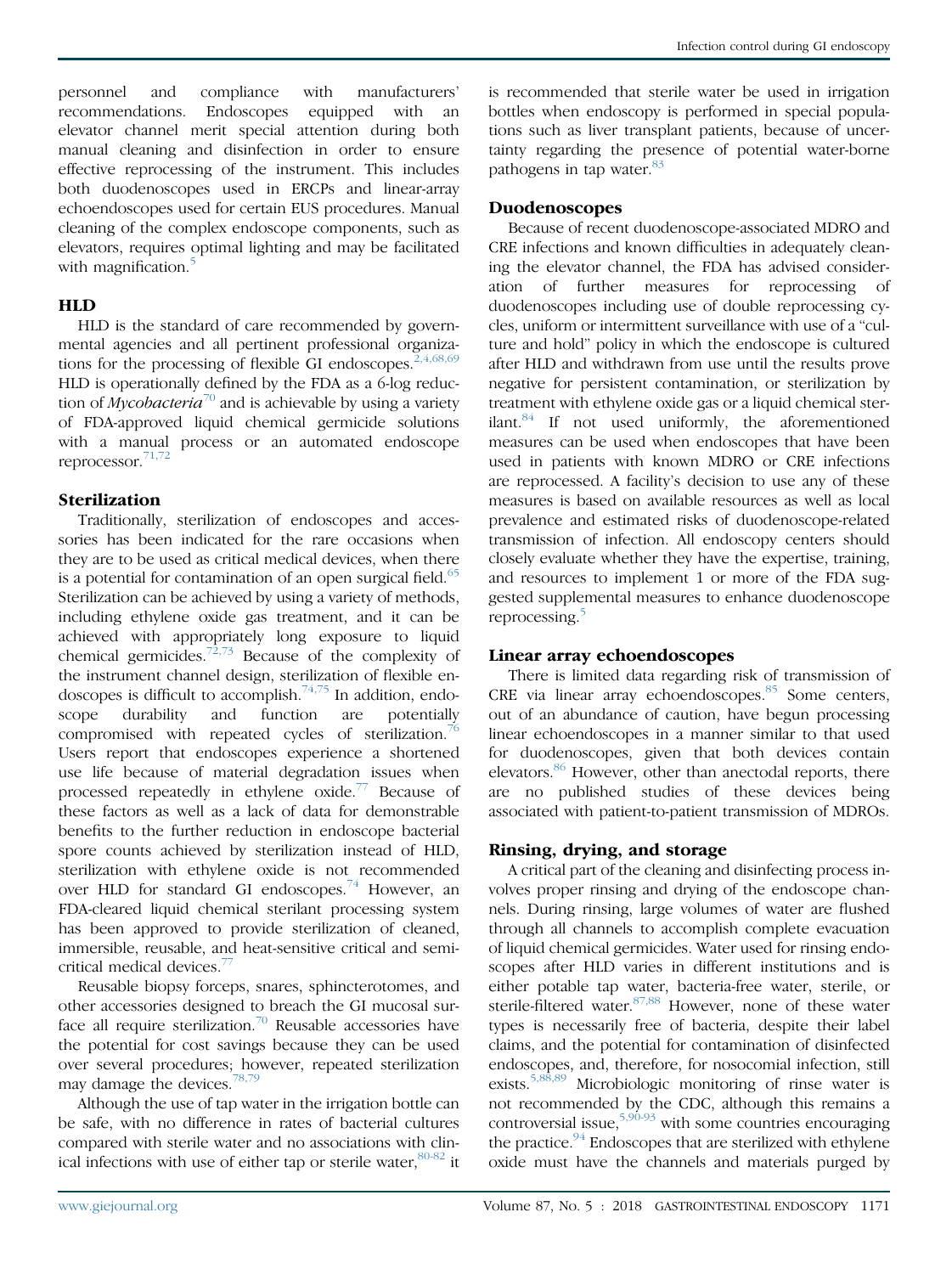personnel and compliance with manufacturers' recommendations. Endoscopes equipped with an elevator channel merit special attention during both manual cleaning and disinfection in order to ensure effective reprocessing of the instrument. This includes both duodenoscopes used in ERCPs and linear-array echoendoscopes used for certain EUS procedures. Manual cleaning of the complex endoscope components, such as elevators, requires optimal lighting and may be facilitated with magnification.[5]

### HLD

HLD is the standard of care recommended by governmental agencies and all pertinent professional organizations for the processing of flexible GI endoscopes.[2,4,68,69] HLD is operationally defined by the FDA as a 6-log reduction of *Mycobacteria*[70] and is achievable by using a variety of FDA-approved liquid chemical germicide solutions with a manual process or an automated endoscope reprocessor.[71,72]

### Sterilization

Traditionally, sterilization of endoscopes and accessories has been indicated for the rare occasions when they are to be used as critical medical devices, when there is a potential for contamination of an open surgical field.[65] Sterilization can be achieved by using a variety of methods, including ethylene oxide gas treatment, and it can be achieved with appropriately long exposure to liquid chemical germicides.[72,73] Because of the complexity of the instrument channel design, sterilization of flexible endoscopes is difficult to accomplish.[74,75] In addition, endoscope durability and function are potentially compromised with repeated cycles of sterilization.[76] Users report that endoscopes experience a shortened use life because of material degradation issues when processed repeatedly in ethylene oxide.[77] Because of these factors as well as a lack of data for demonstrable benefits to the further reduction in endoscope bacterial spore counts achieved by sterilization instead of HLD, sterilization with ethylene oxide is not recommended over HLD for standard GI endoscopes.[74] However, an FDA-cleared liquid chemical sterilant processing system has been approved to provide sterilization of cleaned, immersible, reusable, and heat-sensitive critical and semicritical medical devices.[77]

Reusable biopsy forceps, snares, sphincterotomes, and other accessories designed to breach the GI mucosal surface all require sterilization.[70] Reusable accessories have the potential for cost savings because they can be used over several procedures; however, repeated sterilization may damage the devices.[78,79]

Although the use of tap water in the irrigation bottle can be safe, with no difference in rates of bacterial cultures compared with sterile water and no associations with clinical infections with use of either tap or sterile water,[80-82] it is recommended that sterile water be used in irrigation bottles when endoscopy is performed in special populations such as liver transplant patients, because of uncertainty regarding the presence of potential water-borne pathogens in tap water.[83]

### Duodenoscopes

Because of recent duodenoscope-associated MDRO and CRE infections and known difficulties in adequately cleaning the elevator channel, the FDA has advised consideration of further measures for reprocessing of duodenoscopes including use of double reprocessing cycles, uniform or intermittent surveillance with use of a "culture and hold" policy in which the endoscope is cultured after HLD and withdrawn from use until the results prove negative for persistent contamination, or sterilization by treatment with ethylene oxide gas or a liquid chemical sterilant.[84] If not used uniformly, the aforementioned measures can be used when endoscopes that have been used in patients with known MDRO or CRE infections are reprocessed. A facility's decision to use any of these measures is based on available resources as well as local prevalence and estimated risks of duodenoscope-related transmission of infection. All endoscopy centers should closely evaluate whether they have the expertise, training, and resources to implement 1 or more of the FDA suggested supplemental measures to enhance duodenoscope reprocessing.[5]

### Linear array echoendoscopes

There is limited data regarding risk of transmission of CRE via linear array echoendoscopes.[85] Some centers, out of an abundance of caution, have begun processing linear echoendoscopes in a manner similar to that used for duodenoscopes, given that both devices contain elevators.[86] However, other than anectodal reports, there are no published studies of these devices being associated with patient-to-patient transmission of MDROs.

### Rinsing, drying, and storage

A critical part of the cleaning and disinfecting process involves proper rinsing and drying of the endoscope channels. During rinsing, large volumes of water are flushed through all channels to accomplish complete evacuation of liquid chemical germicides. Water used for rinsing endoscopes after HLD varies in different institutions and is either potable tap water, bacteria-free water, sterile, or sterile-filtered water.[87,88] However, none of these water types is necessarily free of bacteria, despite their label claims, and the potential for contamination of disinfected endoscopes, and, therefore, for nosocomial infection, still exists.[5,88,89] Microbiologic monitoring of rinse water is not recommended by the CDC, although this remains a controversial issue,[5,90-93] with some countries encouraging the practice.[94] Endoscopes that are sterilized with ethylene oxide must have the channels and materials purged by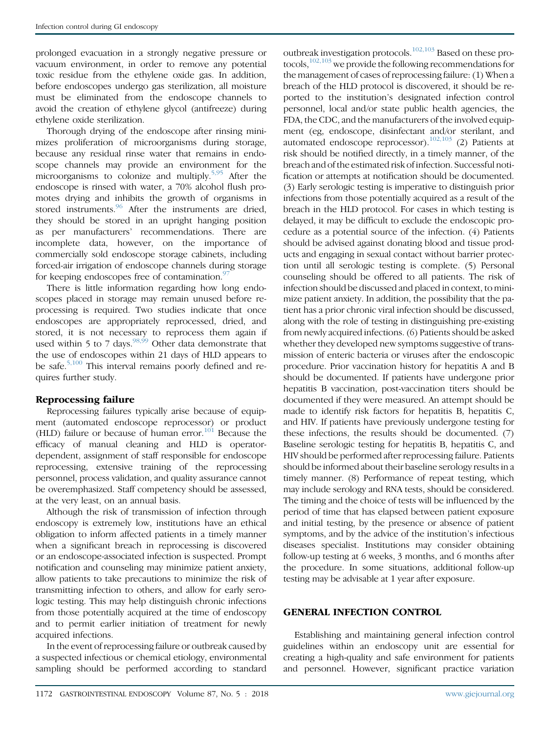prolonged evacuation in a strongly negative pressure or vacuum environment, in order to remove any potential toxic residue from the ethylene oxide gas. In addition, before endoscopes undergo gas sterilization, all moisture must be eliminated from the endoscope channels to avoid the creation of ethylene glycol (antifreeze) during ethylene oxide sterilization.

Thorough drying of the endoscope after rinsing minimizes proliferation of microorganisms during storage, because any residual rinse water that remains in endoscope channels may provide an environment for the microorganisms to colonize and multiply.[5,95] After the endoscope is rinsed with water, a 70% alcohol flush promotes drying and inhibits the growth of organisms in stored instruments.[96] After the instruments are dried, they should be stored in an upright hanging position as per manufacturers' recommendations. There are incomplete data, however, on the importance of commercially sold endoscope storage cabinets, including forced-air irrigation of endoscope channels during storage for keeping endoscopes free of contamination.[97]

There is little information regarding how long endoscopes placed in storage may remain unused before reprocessing is required. Two studies indicate that once endoscopes are appropriately reprocessed, dried, and stored, it is not necessary to reprocess them again if used within 5 to 7 days.[98,99] Other data demonstrate that the use of endoscopes within 21 days of HLD appears to be safe.[5,100] This interval remains poorly defined and requires further study.

### Reprocessing failure

Reprocessing failures typically arise because of equipment (automated endoscope reprocessor) or product (HLD) failure or because of human error.[101] Because the efficacy of manual cleaning and HLD is operator-dependent, assignment of staff responsible for endoscope reprocessing, extensive training of the reprocessing personnel, process validation, and quality assurance cannot be overemphasized. Staff competency should be assessed, at the very least, on an annual basis.

Although the risk of transmission of infection through endoscopy is extremely low, institutions have an ethical obligation to inform affected patients in a timely manner when a significant breach in reprocessing is discovered or an endoscope-associated infection is suspected. Prompt notification and counseling may minimize patient anxiety, allow patients to take precautions to minimize the risk of transmitting infection to others, and allow for early serologic testing. This may help distinguish chronic infections from those potentially acquired at the time of endoscopy and to permit earlier initiation of treatment for newly acquired infections.

In the event of reprocessing failure or outbreak caused by a suspected infectious or chemical etiology, environmental sampling should be performed according to standard outbreak investigation protocols.[102,103] Based on these protocols,[102,103] we provide the following recommendations for the management of cases of reprocessing failure: (1) When a breach of the HLD protocol is discovered, it should be reported to the institution's designated infection control personnel, local and/or state public health agencies, the FDA, the CDC, and the manufacturers of the involved equipment (eg, endoscope, disinfectant and/or sterilant, and automated endoscope reprocessor).[102,103] (2) Patients at risk should be notified directly, in a timely manner, of the breach and of the estimated risk of infection. Successful notification or attempts at notification should be documented. (3) Early serologic testing is imperative to distinguish prior infections from those potentially acquired as a result of the breach in the HLD protocol. For cases in which testing is delayed, it may be difficult to exclude the endoscopic procedure as a potential source of the infection. (4) Patients should be advised against donating blood and tissue products and engaging in sexual contact without barrier protection until all serologic testing is complete. (5) Personal counseling should be offered to all patients. The risk of infection should be discussed and placed in context, to minimize patient anxiety. In addition, the possibility that the patient has a prior chronic viral infection should be discussed, along with the role of testing in distinguishing pre-existing from newly acquired infections. (6) Patients should be asked whether they developed new symptoms suggestive of transmission of enteric bacteria or viruses after the endoscopic procedure. Prior vaccination history for hepatitis A and B should be documented. If patients have undergone prior hepatitis B vaccination, post-vaccination titers should be documented if they were measured. An attempt should be made to identify risk factors for hepatitis B, hepatitis C, and HIV. If patients have previously undergone testing for these infections, the results should be documented. (7) Baseline serologic testing for hepatitis B, hepatitis C, and HIV should be performed after reprocessing failure. Patients should be informed about their baseline serology results in a timely manner. (8) Performance of repeat testing, which may include serology and RNA tests, should be considered. The timing and the choice of tests will be influenced by the period of time that has elapsed between patient exposure and initial testing, by the presence or absence of patient symptoms, and by the advice of the institution's infectious diseases specialist. Institutions may consider obtaining follow-up testing at 6 weeks, 3 months, and 6 months after the procedure. In some situations, additional follow-up testing may be advisable at 1 year after exposure.

## GENERAL INFECTION CONTROL

Establishing and maintaining general infection control guidelines within an endoscopy unit are essential for creating a high-quality and safe environment for patients and personnel. However, significant practice variation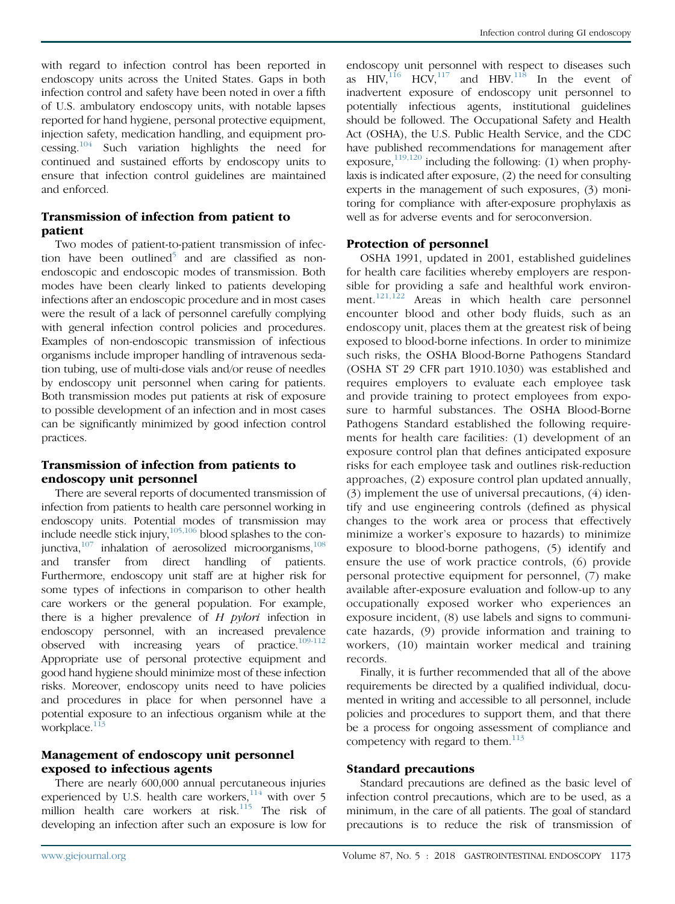with regard to infection control has been reported in endoscopy units across the United States. Gaps in both infection control and safety have been noted in over a fifth of U.S. ambulatory endoscopy units, with notable lapses reported for hand hygiene, personal protective equipment, injection safety, medication handling, and equipment processing.[104] Such variation highlights the need for continued and sustained efforts by endoscopy units to ensure that infection control guidelines are maintained and enforced.

### Transmission of infection from patient to patient

Two modes of patient-to-patient transmission of infection have been outlined[5] and are classified as non-endoscopic and endoscopic modes of transmission. Both modes have been clearly linked to patients developing infections after an endoscopic procedure and in most cases were the result of a lack of personnel carefully complying with general infection control policies and procedures. Examples of non-endoscopic transmission of infectious organisms include improper handling of intravenous sedation tubing, use of multi-dose vials and/or reuse of needles by endoscopy unit personnel when caring for patients. Both transmission modes put patients at risk of exposure to possible development of an infection and in most cases can be significantly minimized by good infection control practices.

### Transmission of infection from patients to endoscopy unit personnel

There are several reports of documented transmission of infection from patients to health care personnel working in endoscopy units. Potential modes of transmission may include needle stick injury,[105,106] blood splashes to the conjunctiva,[107] inhalation of aerosolized microorganisms,[108] and transfer from direct handling of patients. Furthermore, endoscopy unit staff are at higher risk for some types of infections in comparison to other health care workers or the general population. For example, there is a higher prevalence of *H pylori* infection in endoscopy personnel, with an increased prevalence observed with increasing years of practice.[109-112] Appropriate use of personal protective equipment and good hand hygiene should minimize most of these infection risks. Moreover, endoscopy units need to have policies and procedures in place for when personnel have a potential exposure to an infectious organism while at the workplace.[113]

### Management of endoscopy unit personnel exposed to infectious agents

There are nearly 600,000 annual percutaneous injuries experienced by U.S. health care workers,[114] with over 5 million health care workers at risk.[115] The risk of developing an infection after such an exposure is low for endoscopy unit personnel with respect to diseases such as HIV,[116] HCV,[117] and HBV.[118] In the event of inadvertent exposure of endoscopy unit personnel to potentially infectious agents, institutional guidelines should be followed. The Occupational Safety and Health Act (OSHA), the U.S. Public Health Service, and the CDC have published recommendations for management after exposure,[119,120] including the following: (1) when prophylaxis is indicated after exposure, (2) the need for consulting experts in the management of such exposures, (3) monitoring for compliance with after-exposure prophylaxis as well as for adverse events and for seroconversion.

### Protection of personnel

OSHA 1991, updated in 2001, established guidelines for health care facilities whereby employers are responsible for providing a safe and healthful work environment.[121,122] Areas in which health care personnel encounter blood and other body fluids, such as an endoscopy unit, places them at the greatest risk of being exposed to blood-borne infections. In order to minimize such risks, the OSHA Blood-Borne Pathogens Standard (OSHA ST 29 CFR part 1910.1030) was established and requires employers to evaluate each employee task and provide training to protect employees from exposure to harmful substances. The OSHA Blood-Borne Pathogens Standard established the following requirements for health care facilities: (1) development of an exposure control plan that defines anticipated exposure risks for each employee task and outlines risk-reduction approaches, (2) exposure control plan updated annually, (3) implement the use of universal precautions, (4) identify and use engineering controls (defined as physical changes to the work area or process that effectively minimize a worker's exposure to hazards) to minimize exposure to blood-borne pathogens, (5) identify and ensure the use of work practice controls, (6) provide personal protective equipment for personnel, (7) make available after-exposure evaluation and follow-up to any occupationally exposed worker who experiences an exposure incident, (8) use labels and signs to communicate hazards, (9) provide information and training to workers, (10) maintain worker medical and training records.

Finally, it is further recommended that all of the above requirements be directed by a qualified individual, documented in writing and accessible to all personnel, include policies and procedures to support them, and that there be a process for ongoing assessment of compliance and competency with regard to them.[113]

### Standard precautions

Standard precautions are defined as the basic level of infection control precautions, which are to be used, as a minimum, in the care of all patients. The goal of standard precautions is to reduce the risk of transmission of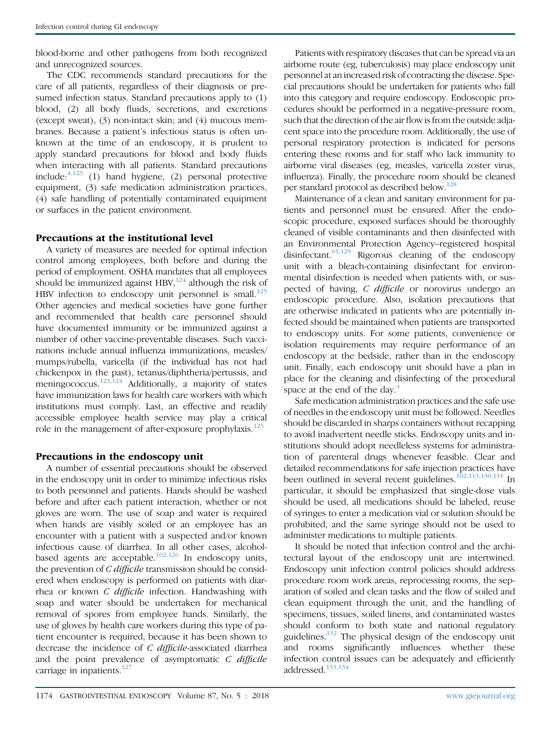blood-borne and other pathogens from both recognized and unrecognized sources.

The CDC recommends standard precautions for the care of all patients, regardless of their diagnosis or presumed infection status. Standard precautions apply to (1) blood, (2) all body fluids, secretions, and excretions (except sweat), (3) non-intact skin; and (4) mucous membranes. Because a patient's infectious status is often unknown at the time of an endoscopy, it is prudent to apply standard precautions for blood and body fluids when interacting with all patients. Standard precautions include:[4,123] (1) hand hygiene, (2) personal protective equipment, (3) safe medication administration practices, (4) safe handling of potentially contaminated equipment or surfaces in the patient environment.

### Precautions at the institutional level

A variety of measures are needed for optimal infection control among employees, both before and during the period of employment. OSHA mandates that all employees should be immunized against HBV,[124] although the risk of HBV infection to endoscopy unit personnel is small.[125] Other agencies and medical societies have gone further and recommended that health care personnel should have documented immunity or be immunized against a number of other vaccine-preventable diseases. Such vaccinations include annual influenza immunizations, measles/mumps/rubella, varicella (if the individual has not had chickenpox in the past), tetanus/diphtheria/pertussis, and meningococcus.[123,124] Additionally, a majority of states have immunization laws for health care workers with which institutions must comply. Last, an effective and readily accessible employee health service may play a critical role in the management of after-exposure prophylaxis.[125]

### Precautions in the endoscopy unit

A number of essential precautions should be observed in the endoscopy unit in order to minimize infectious risks to both personnel and patients. Hands should be washed before and after each patient interaction, whether or not gloves are worn. The use of soap and water is required when hands are visibly soiled or an employee has an encounter with a patient with a suspected and/or known infectious cause of diarrhea. In all other cases, alcohol-based agents are acceptable.[102,126] In endoscopy units, the prevention of *C difficile* transmission should be considered when endoscopy is performed on patients with diarrhea or known *C difficile* infection. Handwashing with soap and water should be undertaken for mechanical removal of spores from employee hands. Similarly, the use of gloves by health care workers during this type of patient encounter is required, because it has been shown to decrease the incidence of *C difficile*-associated diarrhea and the point prevalence of asymptomatic *C difficile* carriage in inpatients.[127]

Patients with respiratory diseases that can be spread via an airborne route (eg, tuberculosis) may place endoscopy unit personnel at an increased risk of contracting the disease. Special precautions should be undertaken for patients who fall into this category and require endoscopy. Endoscopic procedures should be performed in a negative-pressure room, such that the direction of the air flow is from the outside adjacent space into the procedure room. Additionally, the use of personal respiratory protection is indicated for persons entering these rooms and for staff who lack immunity to airborne viral diseases (eg, measles, varicella zoster virus, influenza). Finally, the procedure room should be cleaned per standard protocol as described below.[128]

Maintenance of a clean and sanitary environment for patients and personnel must be ensured. After the endoscopic procedure, exposed surfaces should be thoroughly cleaned of visible contaminants and then disinfected with an Environmental Protection Agency–registered hospital disinfectant.[65,129] Rigorous cleaning of the endoscopy unit with a bleach-containing disinfectant for environmental disinfection is needed when patients with, or suspected of having, *C difficile* or norovirus undergo an endoscopic procedure. Also, isolation precautions that are otherwise indicated in patients who are potentially infected should be maintained when patients are transported to endoscopy units. For some patients, convenience or isolation requirements may require performance of an endoscopy at the bedside, rather than in the endoscopy unit. Finally, each endoscopy unit should have a plan in place for the cleaning and disinfecting of the procedural space at the end of the day.[4]

Safe medication administration practices and the safe use of needles in the endoscopy unit must be followed. Needles should be discarded in sharps containers without recapping to avoid inadvertent needle sticks. Endoscopy units and institutions should adopt needleless systems for administration of parenteral drugs whenever feasible. Clear and detailed recommendations for safe injection practices have been outlined in several recent guidelines.[102,113,130,131] In particular, it should be emphasized that single-dose vials should be used, all medications should be labeled, reuse of syringes to enter a medication vial or solution should be prohibited, and the same syringe should not be used to administer medications to multiple patients.

It should be noted that infection control and the architectural layout of the endoscopy unit are intertwined. Endoscopy unit infection control policies should address procedure room work areas, reprocessing rooms, the separation of soiled and clean tasks and the flow of soiled and clean equipment through the unit, and the handling of specimens, tissues, soiled linens, and contaminated wastes should conform to both state and national regulatory guidelines.[132] The physical design of the endoscopy unit and rooms significantly influences whether these infection control issues can be adequately and efficiently addressed.[133,134]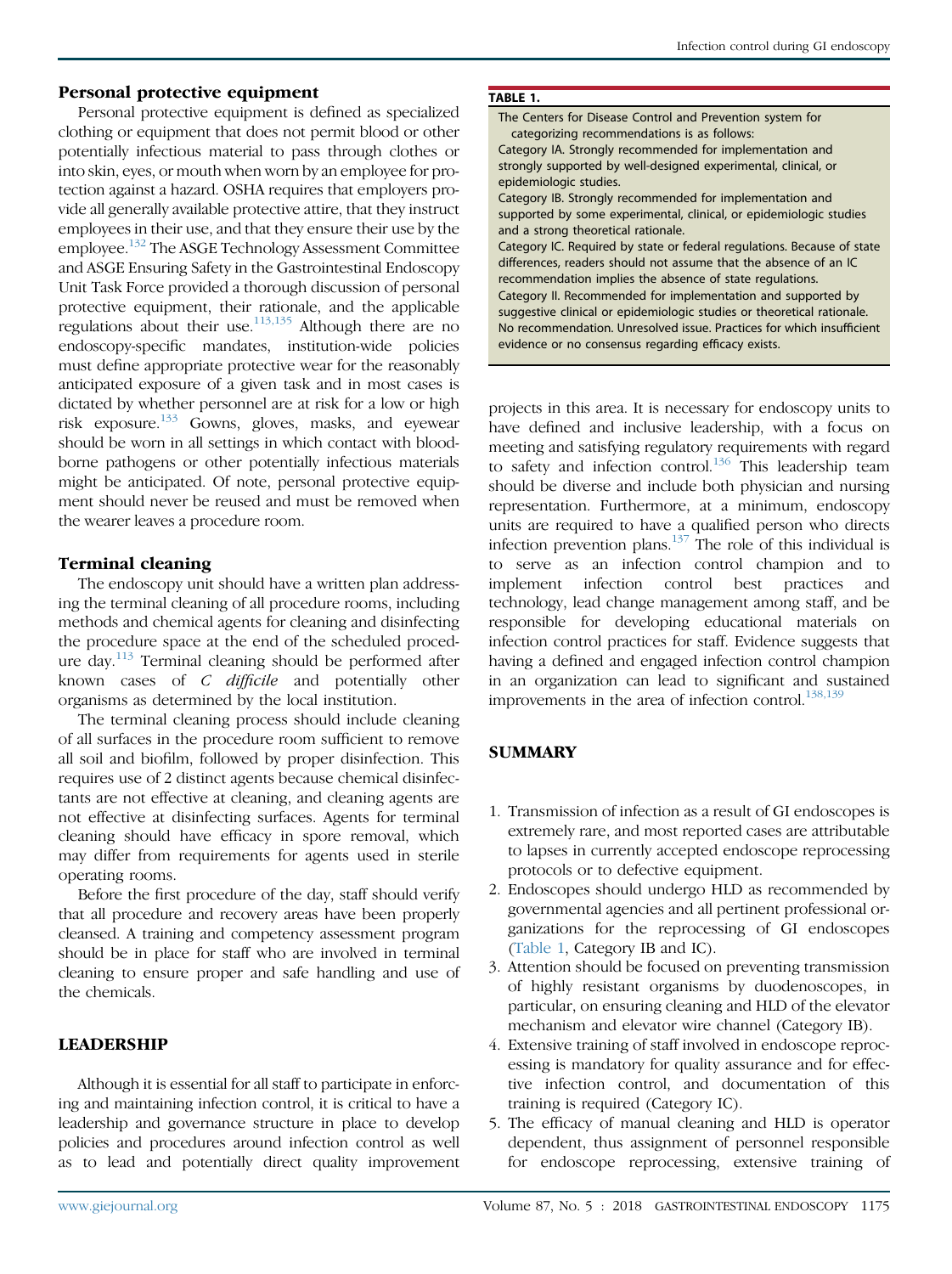### Personal protective equipment

Personal protective equipment is defined as specialized clothing or equipment that does not permit blood or other potentially infectious material to pass through clothes or into skin, eyes, or mouth when worn by an employee for protection against a hazard. OSHA requires that employers provide all generally available protective attire, that they instruct employees in their use, and that they ensure their use by the employee.[132] The ASGE Technology Assessment Committee and ASGE Ensuring Safety in the Gastrointestinal Endoscopy Unit Task Force provided a thorough discussion of personal protective equipment, their rationale, and the applicable regulations about their use.[113,135] Although there are no endoscopy-specific mandates, institution-wide policies must define appropriate protective wear for the reasonably anticipated exposure of a given task and in most cases is dictated by whether personnel are at risk for a low or high risk exposure.[133] Gowns, gloves, masks, and eyewear should be worn in all settings in which contact with bloodborne pathogens or other potentially infectious materials might be anticipated. Of note, personal protective equipment should never be reused and must be removed when the wearer leaves a procedure room.

### Terminal cleaning

The endoscopy unit should have a written plan addressing the terminal cleaning of all procedure rooms, including methods and chemical agents for cleaning and disinfecting the procedure space at the end of the scheduled procedure day.[113] Terminal cleaning should be performed after known cases of *C difficile* and potentially other organisms as determined by the local institution.

The terminal cleaning process should include cleaning of all surfaces in the procedure room sufficient to remove all soil and biofilm, followed by proper disinfection. This requires use of 2 distinct agents because chemical disinfectants are not effective at cleaning, and cleaning agents are not effective at disinfecting surfaces. Agents for terminal cleaning should have efficacy in spore removal, which may differ from requirements for agents used in sterile operating rooms.

Before the first procedure of the day, staff should verify that all procedure and recovery areas have been properly cleansed. A training and competency assessment program should be in place for staff who are involved in terminal cleaning to ensure proper and safe handling and use of the chemicals.

## LEADERSHIP

Although it is essential for all staff to participate in enforcing and maintaining infection control, it is critical to have a leadership and governance structure in place to develop policies and procedures around infection control as well as to lead and potentially direct quality improvement projects in this area. It is necessary for endoscopy units to have defined and inclusive leadership, with a focus on meeting and satisfying regulatory requirements with regard to safety and infection control.[136] This leadership team should be diverse and include both physician and nursing representation. Furthermore, at a minimum, endoscopy units are required to have a qualified person who directs infection prevention plans.[137] The role of this individual is to serve as an infection control champion and to implement infection control best practices and technology, lead change management among staff, and be responsible for developing educational materials on infection control practices for staff. Evidence suggests that having a defined and engaged infection control champion in an organization can lead to significant and sustained improvements in the area of infection control.[138,139]

**TABLE 1.**

The Centers for Disease Control and Prevention system for categorizing recommendations is as follows:

Category IA. Strongly recommended for implementation and strongly supported by well-designed experimental, clinical, or epidemiologic studies.

Category IB. Strongly recommended for implementation and supported by some experimental, clinical, or epidemiologic studies and a strong theoretical rationale.

Category IC. Required by state or federal regulations. Because of state differences, readers should not assume that the absence of an IC recommendation implies the absence of state regulations.

Category II. Recommended for implementation and supported by suggestive clinical or epidemiologic studies or theoretical rationale.

No recommendation. Unresolved issue. Practices for which insufficient evidence or no consensus regarding efficacy exists.

## SUMMARY

1. Transmission of infection as a result of GI endoscopes is extremely rare, and most reported cases are attributable to lapses in currently accepted endoscope reprocessing protocols or to defective equipment.
2. Endoscopes should undergo HLD as recommended by governmental agencies and all pertinent professional organizations for the reprocessing of GI endoscopes (Table 1, Category IB and IC).
3. Attention should be focused on preventing transmission of highly resistant organisms by duodenoscopes, in particular, on ensuring cleaning and HLD of the elevator mechanism and elevator wire channel (Category IB).
4. Extensive training of staff involved in endoscope reprocessing is mandatory for quality assurance and for effective infection control, and documentation of this training is required (Category IC).
5. The efficacy of manual cleaning and HLD is operator dependent, thus assignment of personnel responsible for endoscope reprocessing, extensive training of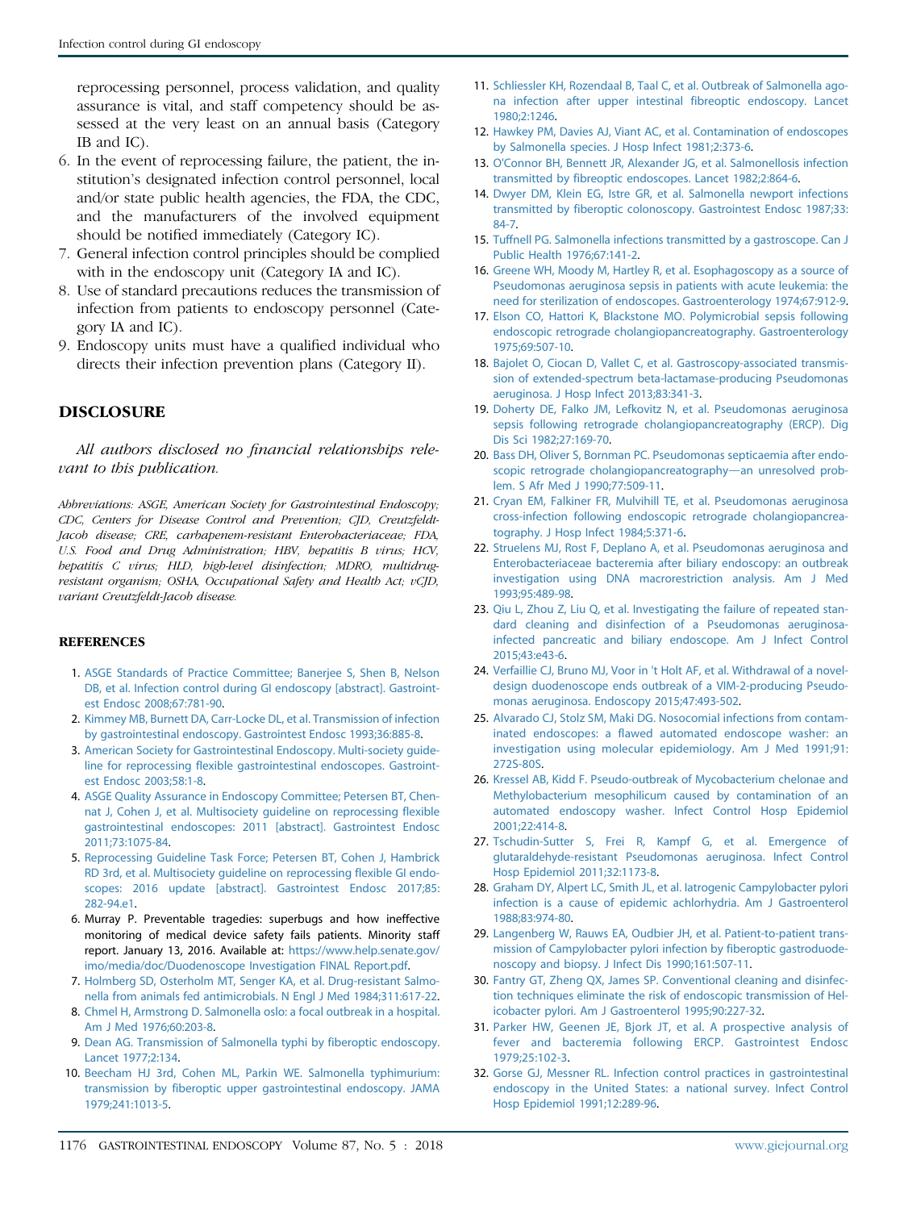reprocessing personnel, process validation, and quality assurance is vital, and staff competency should be assessed at the very least on an annual basis (Category IB and IC).
6. In the event of reprocessing failure, the patient, the institution's designated infection control personnel, local and/or state public health agencies, the FDA, the CDC, and the manufacturers of the involved equipment should be notified immediately (Category IC).
7. General infection control principles should be complied with in the endoscopy unit (Category IA and IC).
8. Use of standard precautions reduces the transmission of infection from patients to endoscopy personnel (Category IA and IC).
9. Endoscopy units must have a qualified individual who directs their infection prevention plans (Category II).

## DISCLOSURE

*All authors disclosed no financial relationships relevant to this publication.*

*Abbreviations: ASGE, American Society for Gastrointestinal Endoscopy; CDC, Centers for Disease Control and Prevention; CJD, Creutzfeldt-Jacob disease; CRE, carbapenem-resistant Enterobacteriaceae; FDA, U.S. Food and Drug Administration; HBV, hepatitis B virus; HCV, hepatitis C virus; HLD, high-level disinfection; MDRO, multidrug-resistant organism; OSHA, Occupational Safety and Health Act; vCJD, variant Creutzfeldt-Jacob disease.*

## REFERENCES

1. ASGE Standards of Practice Committee; Banerjee S, Shen B, Nelson DB, et al. Infection control during GI endoscopy [abstract]. Gastrointest Endosc 2008;67:781-90.
2. Kimmey MB, Burnett DA, Carr-Locke DL, et al. Transmission of infection by gastrointestinal endoscopy. Gastrointest Endosc 1993;36:885-8.
3. American Society for Gastrointestinal Endoscopy. Multi-society guideline for reprocessing flexible gastrointestinal endoscopes. Gastrointest Endosc 2003;58:1-8.
4. ASGE Quality Assurance in Endoscopy Committee; Petersen BT, Chennat J, Cohen J, et al. Multisociety guideline on reprocessing flexible gastrointestinal endoscopes: 2011 [abstract]. Gastrointest Endosc 2011;73:1075-84.
5. Reprocessing Guideline Task Force; Petersen BT, Cohen J, Hambrick RD 3rd, et al. Multisociety guideline on reprocessing flexible GI endoscopes: 2016 update [abstract]. Gastrointest Endosc 2017;85:282-94.e1.
6. Murray P. Preventable tragedies: superbugs and how ineffective monitoring of medical device safety fails patients. Minority staff report. January 13, 2016. Available at: https://www.help.senate.gov/imo/media/doc/Duodenoscope Investigation FINAL Report.pdf.
7. Holmberg SD, Osterholm MT, Senger KA, et al. Drug-resistant Salmonella from animals fed antimicrobials. N Engl J Med 1984;311:617-22.
8. Chmel H, Armstrong D. Salmonella oslo: a focal outbreak in a hospital. Am J Med 1976;60:203-8.
9. Dean AG. Transmission of Salmonella typhi by fiberoptic endoscopy. Lancet 1977;2:134.
10. Beecham HJ 3rd, Cohen ML, Parkin WE. Salmonella typhimurium: transmission by fiberoptic upper gastrointestinal endoscopy. JAMA 1979;241:1013-5.
11. Schliessler KH, Rozendaal B, Taal C, et al. Outbreak of Salmonella agona infection after upper intestinal fibreoptic endoscopy. Lancet 1980;2:1246.
12. Hawkey PM, Davies AJ, Viant AC, et al. Contamination of endoscopes by Salmonella species. J Hosp Infect 1981;2:373-6.
13. O'Connor BH, Bennett JR, Alexander JG, et al. Salmonellosis infection transmitted by fibreoptic endoscopes. Lancet 1982;2:864-6.
14. Dwyer DM, Klein EG, Istre GR, et al. Salmonella newport infections transmitted by fiberoptic colonoscopy. Gastrointest Endosc 1987;33:84-7.
15. Tuffnell PG. Salmonella infections transmitted by a gastroscope. Can J Public Health 1976;67:141-2.
16. Greene WH, Moody M, Hartley R, et al. Esophagoscopy as a source of Pseudomonas aeruginosa sepsis in patients with acute leukemia: the need for sterilization of endoscopes. Gastroenterology 1974;67:912-9.
17. Elson CO, Hattori K, Blackstone MO. Polymicrobial sepsis following endoscopic retrograde cholangiopancreatography. Gastroenterology 1975;69:507-10.
18. Bajolet O, Ciocan D, Vallet C, et al. Gastroscopy-associated transmission of extended-spectrum beta-lactamase-producing Pseudomonas aeruginosa. J Hosp Infect 2013;83:341-3.
19. Doherty DE, Falko JM, Lefkovitz N, et al. Pseudomonas aeruginosa sepsis following retrograde cholangiopancreatography (ERCP). Dig Dis Sci 1982;27:169-70.
20. Bass DH, Oliver S, Bornman PC. Pseudomonas septicaemia after endoscopic retrograde cholangiopancreatography—an unresolved problem. S Afr Med J 1990;77:509-11.
21. Cryan EM, Falkiner FR, Mulvihill TE, et al. Pseudomonas aeruginosa cross-infection following endoscopic retrograde cholangiopancreatography. J Hosp Infect 1984;5:371-6.
22. Struelens MJ, Rost F, Deplano A, et al. Pseudomonas aeruginosa and Enterobacteriaceae bacteremia after biliary endoscopy: an outbreak investigation using DNA macrorestriction analysis. Am J Med 1993;95:489-98.
23. Qiu L, Zhou Z, Liu Q, et al. Investigating the failure of repeated standard cleaning and disinfection of a Pseudomonas aeruginosa-infected pancreatic and biliary endoscope. Am J Infect Control 2015;43:e43-6.
24. Verfaillie CJ, Bruno MJ, Voor in 't Holt AF, et al. Withdrawal of a novel-design duodenoscope ends outbreak of a VIM-2-producing Pseudomonas aeruginosa. Endoscopy 2015;47:493-502.
25. Alvarado CJ, Stolz SM, Maki DG. Nosocomial infections from contaminated endoscopes: a flawed automated endoscope washer: an investigation using molecular epidemiology. Am J Med 1991;91:272S-80S.
26. Kressel AB, Kidd F. Pseudo-outbreak of Mycobacterium chelonae and Methylobacterium mesophilicum caused by contamination of an automated endoscopy washer. Infect Control Hosp Epidemiol 2001;22:414-8.
27. Tschudin-Sutter S, Frei R, Kampf G, et al. Emergence of glutaraldehyde-resistant Pseudomonas aeruginosa. Infect Control Hosp Epidemiol 2011;32:1173-8.
28. Graham DY, Alpert LC, Smith JL, et al. Iatrogenic Campylobacter pylori infection is a cause of epidemic achlorhydria. Am J Gastroenterol 1988;83:974-80.
29. Langenberg W, Rauws EA, Oudbier JH, et al. Patient-to-patient transmission of Campylobacter pylori infection by fiberoptic gastroduodenoscopy and biopsy. J Infect Dis 1990;161:507-11.
30. Fantry GT, Zheng QX, James SP. Conventional cleaning and disinfection techniques eliminate the risk of endoscopic transmission of Helicobacter pylori. Am J Gastroenterol 1995;90:227-32.
31. Parker HW, Geenen JE, Bjork JT, et al. A prospective analysis of fever and bacteremia following ERCP. Gastrointest Endosc 1979;25:102-3.
32. Gorse GJ, Messner RL. Infection control practices in gastrointestinal endoscopy in the United States: a national survey. Infect Control Hosp Epidemiol 1991;12:289-96.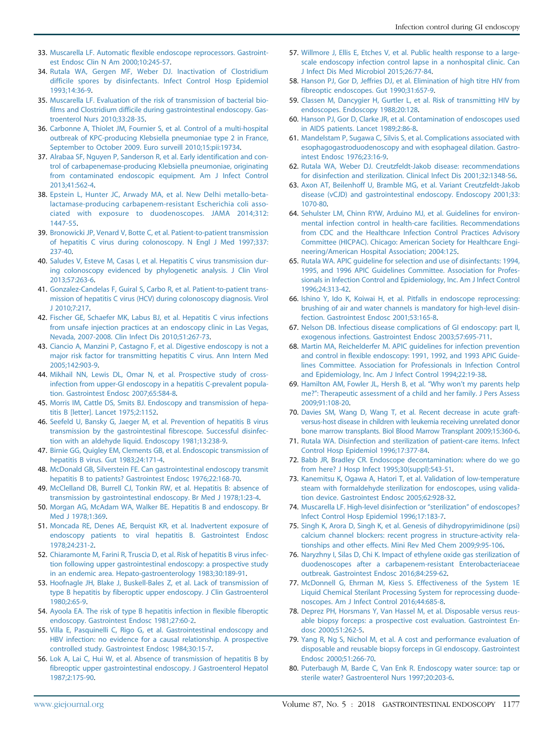33. Muscarella LF. Automatic flexible endoscope reprocessors. Gastrointest Endosc Clin N Am 2000;10:245-57.
34. Rutala WA, Gergen MF, Weber DJ. Inactivation of Clostridium difficile spores by disinfectants. Infect Control Hosp Epidemiol 1993;14:36-9.
35. Muscarella LF. Evaluation of the risk of transmission of bacterial biofilms and Clostridium difficile during gastrointestinal endoscopy. Gastroenterol Nurs 2010;33:28-35.
36. Carbonne A, Thiolet JM, Fournier S, et al. Control of a multi-hospital outbreak of KPC-producing Klebsiella pneumoniae type 2 in France, September to October 2009. Euro surveill 2010;15:pii:19734.
37. Alrabaa SF, Nguyen P, Sanderson R, et al. Early identification and control of carbapenemase-producing Klebsiella pneumoniae, originating from contaminated endoscopic equipment. Am J Infect Control 2013;41:562-4.
38. Epstein L, Hunter JC, Arwady MA, et al. New Delhi metallo-beta-lactamase-producing carbapenem-resistant Escherichia coli associated with exposure to duodenoscopes. JAMA 2014;312:1447-55.
39. Bronowicki JP, Venard V, Botte C, et al. Patient-to-patient transmission of hepatitis C virus during colonoscopy. N Engl J Med 1997;337:237-40.
40. Saludes V, Esteve M, Casas I, et al. Hepatitis C virus transmission during colonoscopy evidenced by phylogenetic analysis. J Clin Virol 2013;57:263-6.
41. Gonzalez-Candelas F, Guiral S, Carbo R, et al. Patient-to-patient transmission of hepatitis C virus (HCV) during colonoscopy diagnosis. Virol J 2010;7:217.
42. Fischer GE, Schaefer MK, Labus BJ, et al. Hepatitis C virus infections from unsafe injection practices at an endoscopy clinic in Las Vegas, Nevada, 2007-2008. Clin Infect Dis 2010;51:267-73.
43. Ciancio A, Manzini P, Castagno F, et al. Digestive endoscopy is not a major risk factor for transmitting hepatitis C virus. Ann Intern Med 2005;142:903-9.
44. Mikhail NN, Lewis DL, Omar N, et al. Prospective study of cross-infection from upper-GI endoscopy in a hepatitis C-prevalent population. Gastrointest Endosc 2007;65:584-8.
45. Morris IM, Cattle DS, Smits BJ. Endoscopy and transmission of hepatitis B [letter]. Lancet 1975;2:1152.
46. Seefeld U, Bansky G, Jaeger M, et al. Prevention of hepatitis B virus transmission by the gastrointestinal fibrescope. Successful disinfection with an aldehyde liquid. Endoscopy 1981;13:238-9.
47. Birnie GG, Quigley EM, Clements GB, et al. Endoscopic transmission of hepatitis B virus. Gut 1983;24:171-4.
48. McDonald GB, Silverstein FE. Can gastrointestinal endoscopy transmit hepatitis B to patients? Gastrointest Endosc 1976;22:168-70.
49. McClelland DB, Burrell CJ, Tonkin RW, et al. Hepatitis B: absence of transmission by gastrointestinal endoscopy. Br Med J 1978;1:23-4.
50. Morgan AG, McAdam WA, Walker BE. Hepatitis B and endoscopy. Br Med J 1978;1:369.
51. Moncada RE, Denes AE, Berquist KR, et al. Inadvertent exposure of endoscopy patients to viral hepatitis B. Gastrointest Endosc 1978;24:231-2.
52. Chiaramonte M, Farini R, Truscia D, et al. Risk of hepatitis B virus infection following upper gastrointestinal endoscopy: a prospective study in an endemic area. Hepato-gastroenterology 1983;30:189-91.
53. Hoofnagle JH, Blake J, Buskell-Bales Z, et al. Lack of transmission of type B hepatitis by fiberoptic upper endoscopy. J Clin Gastroenterol 1980;2:65-9.
54. Ayoola EA. The risk of type B hepatitis infection in flexible fiberoptic endoscopy. Gastrointest Endosc 1981;27:60-2.
55. Villa E, Pasquinelli C, Rigo G, et al. Gastrointestinal endoscopy and HBV infection: no evidence for a causal relationship. A prospective controlled study. Gastrointest Endosc 1984;30:15-7.
56. Lok A, Lai C, Hui W, et al. Absence of transmission of hepatitis B by fibreoptic upper gastrointestinal endoscopy. J Gastroenterol Hepatol 1987;2:175-90.
57. Willmore J, Ellis E, Etches V, et al. Public health response to a large-scale endoscopy infection control lapse in a nonhospital clinic. Can J Infect Dis Med Microbiol 2015;26:77-84.
58. Hanson PJ, Gor D, Jeffries DJ, et al. Elimination of high titre HIV from fibreoptic endoscopes. Gut 1990;31:657-9.
59. Classen M, Dancygier H, Gurtler L, et al. Risk of transmitting HIV by endoscopes. Endoscopy 1988;20:128.
60. Hanson PJ, Gor D, Clarke JR, et al. Contamination of endoscopes used in AIDS patients. Lancet 1989;2:86-8.
61. Mandelstam P, Sugawa C, Silvis S, et al. Complications associated with esophagogastroduodenoscopy and with esophageal dilation. Gastrointest Endosc 1976;23:16-9.
62. Rutala WA, Weber DJ. Creutzfeldt-Jakob disease: recommendations for disinfection and sterilization. Clinical Infect Dis 2001;32:1348-56.
63. Axon AT, Beilenhoff U, Bramble MG, et al. Variant Creutzfeldt-Jakob disease (vCJD) and gastrointestinal endoscopy. Endoscopy 2001;33:1070-80.
64. Sehulster LM, Chinn RYW, Arduino MJ, et al. Guidelines for environmental infection control in health-care facilities. Recommendations from CDC and the Healthcare Infection Control Practices Advisory Committee (HICPAC). Chicago: American Society for Healthcare Engineering/American Hospital Association; 2004:125.
65. Rutala WA. APIC guideline for selection and use of disinfectants: 1994, 1995, and 1996 APIC Guidelines Committee. Association for Professionals in Infection Control and Epidemiology, Inc. Am J Infect Control 1996;24:313-42.
66. Ishino Y, Ido K, Koiwai H, et al. Pitfalls in endoscope reprocessing: brushing of air and water channels is mandatory for high-level disinfection. Gastrointest Endosc 2001;53:165-8.
67. Nelson DB. Infectious disease complications of GI endoscopy: part II, exogenous infections. Gastrointest Endosc 2003;57:695-711.
68. Martin MA, Reichelderfer M. APIC guidelines for infection prevention and control in flexible endoscopy: 1991, 1992, and 1993 APIC Guidelines Committee. Association for Professionals in Infection Control and Epidemiology, Inc. Am J Infect Control 1994;22:19-38.
69. Hamilton AM, Fowler JL, Hersh B, et al. "Why won't my parents help me?": Therapeutic assessment of a child and her family. J Pers Assess 2009;91:108-20.
70. Davies SM, Wang D, Wang T, et al. Recent decrease in acute graft-versus-host disease in children with leukemia receiving unrelated donor bone marrow transplants. Biol Blood Marrow Transplant 2009;15:360-6.
71. Rutala WA. Disinfection and sterilization of patient-care items. Infect Control Hosp Epidemiol 1996;17:377-84.
72. Babb JR, Bradley CR. Endoscope decontamination: where do we go from here? J Hosp Infect 1995;30(suppl):543-51.
73. Kanemitsu K, Ogawa A, Hatori T, et al. Validation of low-temperature steam with formaldehyde sterilization for endoscopes, using validation device. Gastrointest Endosc 2005;62:928-32.
74. Muscarella LF. High-level disinfection or "sterilization" of endoscopes? Infect Control Hosp Epidemiol 1996;17:183-7.
75. Singh K, Arora D, Singh K, et al. Genesis of dihydropyrimidinone (psi) calcium channel blockers: recent progress in structure-activity relationships and other effects. Mini Rev Med Chem 2009;9:95-106.
76. Naryzhny I, Silas D, Chi K. Impact of ethylene oxide gas sterilization of duodenoscopes after a carbapenem-resistant Enterobacteriaceae outbreak. Gastrointest Endosc 2016;84:259-62.
77. McDonnell G, Ehrman M, Kiess S. Effectiveness of the System 1E Liquid Chemical Sterilant Processing System for reprocessing duodenoscopes. Am J Infect Control 2016;44:685-8.
78. Deprez PH, Horsmans Y, Van Hassel M, et al. Disposable versus reusable biopsy forceps: a prospective cost evaluation. Gastrointest Endosc 2000;51:262-5.
79. Yang R, Ng S, Nichol M, et al. A cost and performance evaluation of disposable and reusable biopsy forceps in GI endoscopy. Gastrointest Endosc 2000;51:266-70.
80. Puterbaugh M, Barde C, Van Enk R. Endoscopy water source: tap or sterile water? Gastroenterol Nurs 1997;20:203-6.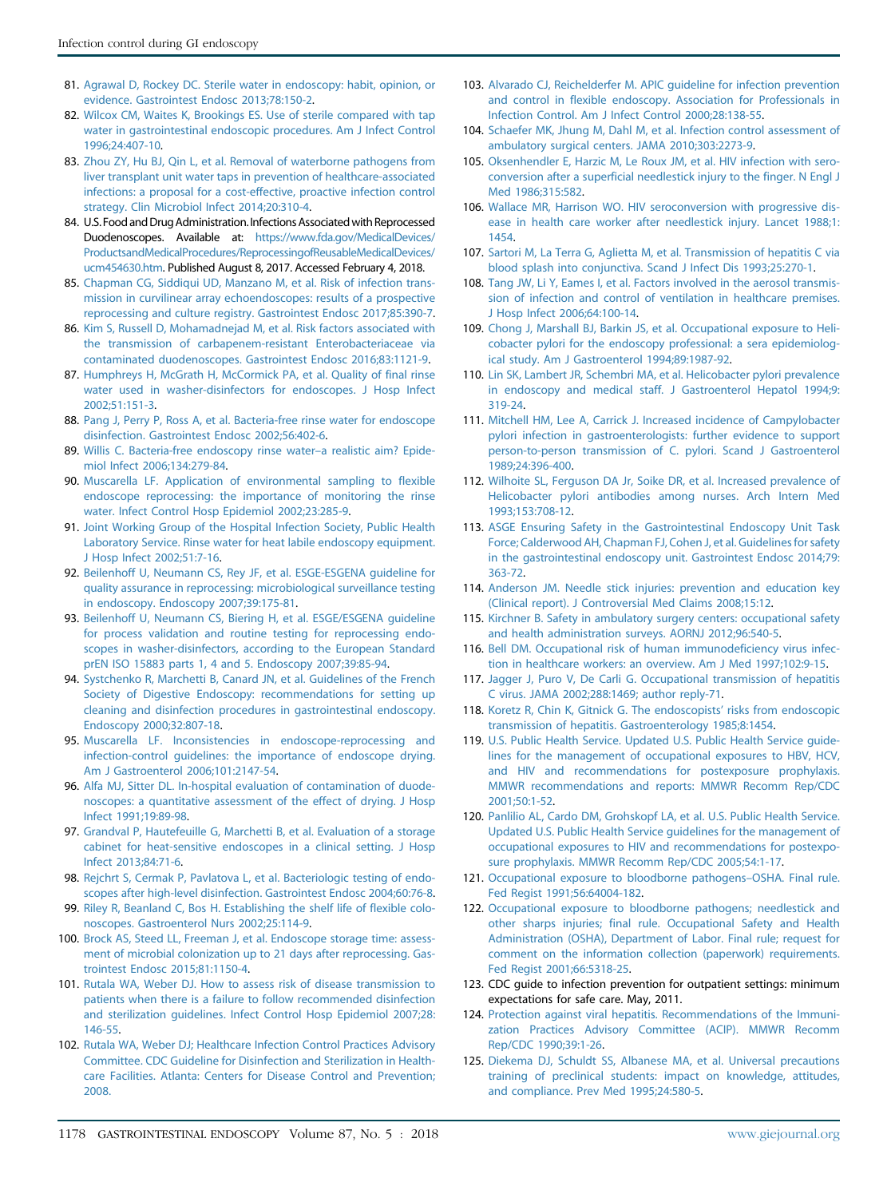81. Agrawal D, Rockey DC. Sterile water in endoscopy: habit, opinion, or evidence. Gastrointest Endosc 2013;78:150-2.
82. Wilcox CM, Waites K, Brookings ES. Use of sterile compared with tap water in gastrointestinal endoscopic procedures. Am J Infect Control 1996;24:407-10.
83. Zhou ZY, Hu BJ, Qin L, et al. Removal of waterborne pathogens from liver transplant unit water taps in prevention of healthcare-associated infections: a proposal for a cost-effective, proactive infection control strategy. Clin Microbiol Infect 2014;20:310-4.
84. U.S. Food and Drug Administration. Infections Associated with Reprocessed Duodenoscopes. Available at: https://www.fda.gov/MedicalDevices/ProductsandMedicalProcedures/ReprocessingofReusableMedicalDevices/ucm454630.htm. Published August 8, 2017. Accessed February 4, 2018.
85. Chapman CG, Siddiqui UD, Manzano M, et al. Risk of infection transmission in curvilinear array echoendoscopes: results of a prospective reprocessing and culture registry. Gastrointest Endosc 2017;85:390-7.
86. Kim S, Russell D, Mohamadnejad M, et al. Risk factors associated with the transmission of carbapenem-resistant Enterobacteriaceae via contaminated duodenoscopes. Gastrointest Endosc 2016;83:1121-9.
87. Humphreys H, McGrath H, McCormick PA, et al. Quality of final rinse water used in washer-disinfectors for endoscopes. J Hosp Infect 2002;51:151-3.
88. Pang J, Perry P, Ross A, et al. Bacteria-free rinse water for endoscope disinfection. Gastrointest Endosc 2002;56:402-6.
89. Willis C. Bacteria-free endoscopy rinse water–a realistic aim? Epidemiol Infect 2006;134:279-84.
90. Muscarella LF. Application of environmental sampling to flexible endoscope reprocessing: the importance of monitoring the rinse water. Infect Control Hosp Epidemiol 2002;23:285-9.
91. Joint Working Group of the Hospital Infection Society, Public Health Laboratory Service. Rinse water for heat labile endoscopy equipment. J Hosp Infect 2002;51:7-16.
92. Beilenhoff U, Neumann CS, Rey JF, et al. ESGE-ESGENA guideline for quality assurance in reprocessing: microbiological surveillance testing in endoscopy. Endoscopy 2007;39:175-81.
93. Beilenhoff U, Neumann CS, Biering H, et al. ESGE/ESGENA guideline for process validation and routine testing for reprocessing endoscopes in washer-disinfectors, according to the European Standard prEN ISO 15883 parts 1, 4 and 5. Endoscopy 2007;39:85-94.
94. Systchenko R, Marchetti B, Canard JN, et al. Guidelines of the French Society of Digestive Endoscopy: recommendations for setting up cleaning and disinfection procedures in gastrointestinal endoscopy. Endoscopy 2000;32:807-18.
95. Muscarella LF. Inconsistencies in endoscope-reprocessing and infection-control guidelines: the importance of endoscope drying. Am J Gastroenterol 2006;101:2147-54.
96. Alfa MJ, Sitter DL. In-hospital evaluation of contamination of duodenoscopes: a quantitative assessment of the effect of drying. J Hosp Infect 1991;19:89-98.
97. Grandval P, Hautefeuille G, Marchetti B, et al. Evaluation of a storage cabinet for heat-sensitive endoscopes in a clinical setting. J Hosp Infect 2013;84:71-6.
98. Rejchrt S, Cermak P, Pavlatova L, et al. Bacteriologic testing of endoscopes after high-level disinfection. Gastrointest Endosc 2004;60:76-8.
99. Riley R, Beanland C, Bos H. Establishing the shelf life of flexible colonoscopes. Gastroenterol Nurs 2002;25:114-9.
100. Brock AS, Steed LL, Freeman J, et al. Endoscope storage time: assessment of microbial colonization up to 21 days after reprocessing. Gastrointest Endosc 2015;81:1150-4.
101. Rutala WA, Weber DJ. How to assess risk of disease transmission to patients when there is a failure to follow recommended disinfection and sterilization guidelines. Infect Control Hosp Epidemiol 2007;28:146-55.
102. Rutala WA, Weber DJ; Healthcare Infection Control Practices Advisory Committee. CDC Guideline for Disinfection and Sterilization in Healthcare Facilities. Atlanta: Centers for Disease Control and Prevention; 2008.
103. Alvarado CJ, Reichelderfer M. APIC guideline for infection prevention and control in flexible endoscopy. Association for Professionals in Infection Control. Am J Infect Control 2000;28:138-55.
104. Schaefer MK, Jhung M, Dahl M, et al. Infection control assessment of ambulatory surgical centers. JAMA 2010;303:2273-9.
105. Oksenhendler E, Harzic M, Le Roux JM, et al. HIV infection with seroconversion after a superficial needlestick injury to the finger. N Engl J Med 1986;315:582.
106. Wallace MR, Harrison WO. HIV seroconversion with progressive disease in health care worker after needlestick injury. Lancet 1988;1:1454.
107. Sartori M, La Terra G, Aglietta M, et al. Transmission of hepatitis C via blood splash into conjunctiva. Scand J Infect Dis 1993;25:270-1.
108. Tang JW, Li Y, Eames I, et al. Factors involved in the aerosol transmission of infection and control of ventilation in healthcare premises. J Hosp Infect 2006;64:100-14.
109. Chong J, Marshall BJ, Barkin JS, et al. Occupational exposure to Helicobacter pylori for the endoscopy professional: a sera epidemiological study. Am J Gastroenterol 1994;89:1987-92.
110. Lin SK, Lambert JR, Schembri MA, et al. Helicobacter pylori prevalence in endoscopy and medical staff. J Gastroenterol Hepatol 1994;9:319-24.
111. Mitchell HM, Lee A, Carrick J. Increased incidence of Campylobacter pylori infection in gastroenterologists: further evidence to support person-to-person transmission of C. pylori. Scand J Gastroenterol 1989;24:396-400.
112. Wilhoite SL, Ferguson DA Jr, Soike DR, et al. Increased prevalence of Helicobacter pylori antibodies among nurses. Arch Intern Med 1993;153:708-12.
113. ASGE Ensuring Safety in the Gastrointestinal Endoscopy Unit Task Force; Calderwood AH, Chapman FJ, Cohen J, et al. Guidelines for safety in the gastrointestinal endoscopy unit. Gastrointest Endosc 2014;79:363-72.
114. Anderson JM. Needle stick injuries: prevention and education key (Clinical report). J Controversial Med Claims 2008;15:12.
115. Kirchner B. Safety in ambulatory surgery centers: occupational safety and health administration surveys. AORNJ 2012;96:540-5.
116. Bell DM. Occupational risk of human immunodeficiency virus infection in healthcare workers: an overview. Am J Med 1997;102:9-15.
117. Jagger J, Puro V, De Carli G. Occupational transmission of hepatitis C virus. JAMA 2002;288:1469; author reply-71.
118. Koretz R, Chin K, Gitnick G. The endoscopists' risks from endoscopic transmission of hepatitis. Gastroenterology 1985;8:1454.
119. U.S. Public Health Service. Updated U.S. Public Health Service guidelines for the management of occupational exposures to HBV, HCV, and HIV and recommendations for postexposure prophylaxis. MMWR recommendations and reports: MMWR Recomm Rep/CDC 2001;50:1-52.
120. Panlilio AL, Cardo DM, Grohskopf LA, et al. U.S. Public Health Service. Updated U.S. Public Health Service guidelines for the management of occupational exposures to HIV and recommendations for postexposure prophylaxis. MMWR Recomm Rep/CDC 2005;54:1-17.
121. Occupational exposure to bloodborne pathogens–OSHA. Final rule. Fed Regist 1991;56:64004-182.
122. Occupational exposure to bloodborne pathogens; needlestick and other sharps injuries; final rule. Occupational Safety and Health Administration (OSHA), Department of Labor. Final rule; request for comment on the information collection (paperwork) requirements. Fed Regist 2001;66:5318-25.
123. CDC guide to infection prevention for outpatient settings: minimum expectations for safe care. May, 2011.
124. Protection against viral hepatitis. Recommendations of the Immunization Practices Advisory Committee (ACIP). MMWR Recomm Rep/CDC 1990;39:1-26.
125. Diekema DJ, Schuldt SS, Albanese MA, et al. Universal precautions training of preclinical students: impact on knowledge, attitudes, and compliance. Prev Med 1995;24:580-5.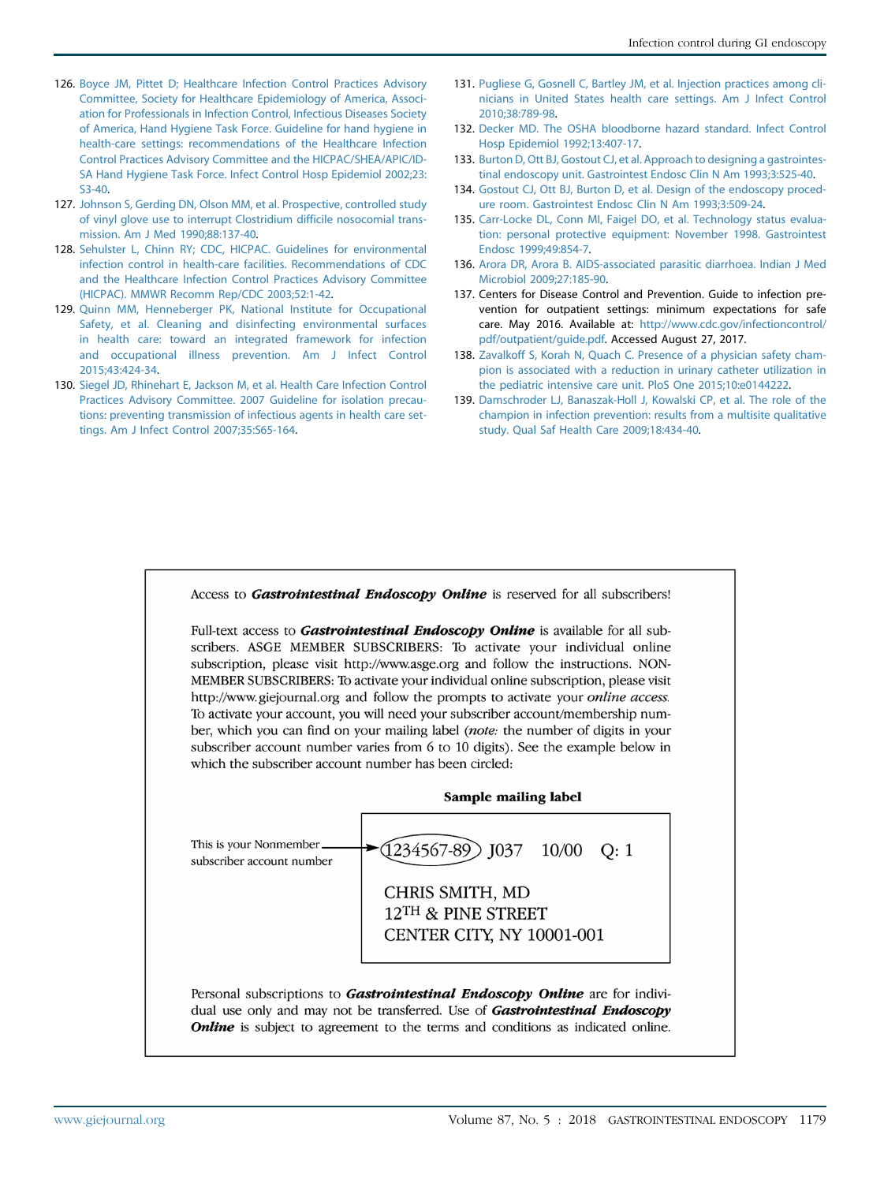126. Boyce JM, Pittet D; Healthcare Infection Control Practices Advisory Committee, Society for Healthcare Epidemiology of America, Association for Professionals in Infection Control, Infectious Diseases Society of America, Hand Hygiene Task Force. Guideline for hand hygiene in health-care settings: recommendations of the Healthcare Infection Control Practices Advisory Committee and the HICPAC/SHEA/APIC/IDSA Hand Hygiene Task Force. Infect Control Hosp Epidemiol 2002;23:S3-40.
127. Johnson S, Gerding DN, Olson MM, et al. Prospective, controlled study of vinyl glove use to interrupt Clostridium difficile nosocomial transmission. Am J Med 1990;88:137-40.
128. Sehulster L, Chinn RY; CDC, HICPAC. Guidelines for environmental infection control in health-care facilities. Recommendations of CDC and the Healthcare Infection Control Practices Advisory Committee (HICPAC). MMWR Recomm Rep/CDC 2003;52:1-42.
129. Quinn MM, Henneberger PK, National Institute for Occupational Safety, et al. Cleaning and disinfecting environmental surfaces in health care: toward an integrated framework for infection and occupational illness prevention. Am J Infect Control 2015;43:424-34.
130. Siegel JD, Rhinehart E, Jackson M, et al. Health Care Infection Control Practices Advisory Committee. 2007 Guideline for isolation precautions: preventing transmission of infectious agents in health care settings. Am J Infect Control 2007;35:S65-164.
131. Pugliese G, Gosnell C, Bartley JM, et al. Injection practices among clinicians in United States health care settings. Am J Infect Control 2010;38:789-98.
132. Decker MD. The OSHA bloodborne hazard standard. Infect Control Hosp Epidemiol 1992;13:407-17.
133. Burton D, Ott BJ, Gostout CJ, et al. Approach to designing a gastrointestinal endoscopy unit. Gastrointest Endosc Clin N Am 1993;3:525-40.
134. Gostout CJ, Ott BJ, Burton D, et al. Design of the endoscopy procedure room. Gastrointest Endosc Clin N Am 1993;3:509-24.
135. Carr-Locke DL, Conn MI, Faigel DO, et al. Technology status evaluation: personal protective equipment: November 1998. Gastrointest Endosc 1999;49:854-7.
136. Arora DR, Arora B. AIDS-associated parasitic diarrhoea. Indian J Med Microbiol 2009;27:185-90.
137. Centers for Disease Control and Prevention. Guide to infection prevention for outpatient settings: minimum expectations for safe care. May 2016. Available at: http://www.cdc.gov/infectioncontrol/pdf/outpatient/guide.pdf. Accessed August 27, 2017.
138. Zavalkoff S, Korah N, Quach C. Presence of a physician safety champion is associated with a reduction in urinary catheter utilization in the pediatric intensive care unit. PloS One 2015;10:e0144222.
139. Damschroder LJ, Banaszak-Holl J, Kowalski CP, et al. The role of the champion in infection prevention: results from a multisite qualitative study. Qual Saf Health Care 2009;18:434-40.

---

Access to ***Gastrointestinal Endoscopy Online*** is reserved for all subscribers!

Full-text access to ***Gastrointestinal Endoscopy Online*** is available for all subscribers. ASGE MEMBER SUBSCRIBERS: To activate your individual online subscription, please visit http://www.asge.org and follow the instructions. NON-MEMBER SUBSCRIBERS: To activate your individual online subscription, please visit http://www.giejournal.org and follow the prompts to activate your *online access.* To activate your account, you will need your subscriber account/membership number, which you can find on your mailing label (*note:* the number of digits in your subscriber account number varies from 6 to 10 digits). See the example below in which the subscriber account number has been circled:

**Sample mailing label**

This is your Nonmember subscriber account number → 1234567-89 J037 10/00 Q: 1

CHRIS SMITH, MD
12TH & PINE STREET
CENTER CITY, NY 10001-001

Personal subscriptions to ***Gastrointestinal Endoscopy Online*** are for individual use only and may not be transferred. Use of ***Gastrointestinal Endoscopy Online*** is subject to agreement to the terms and conditions as indicated online.